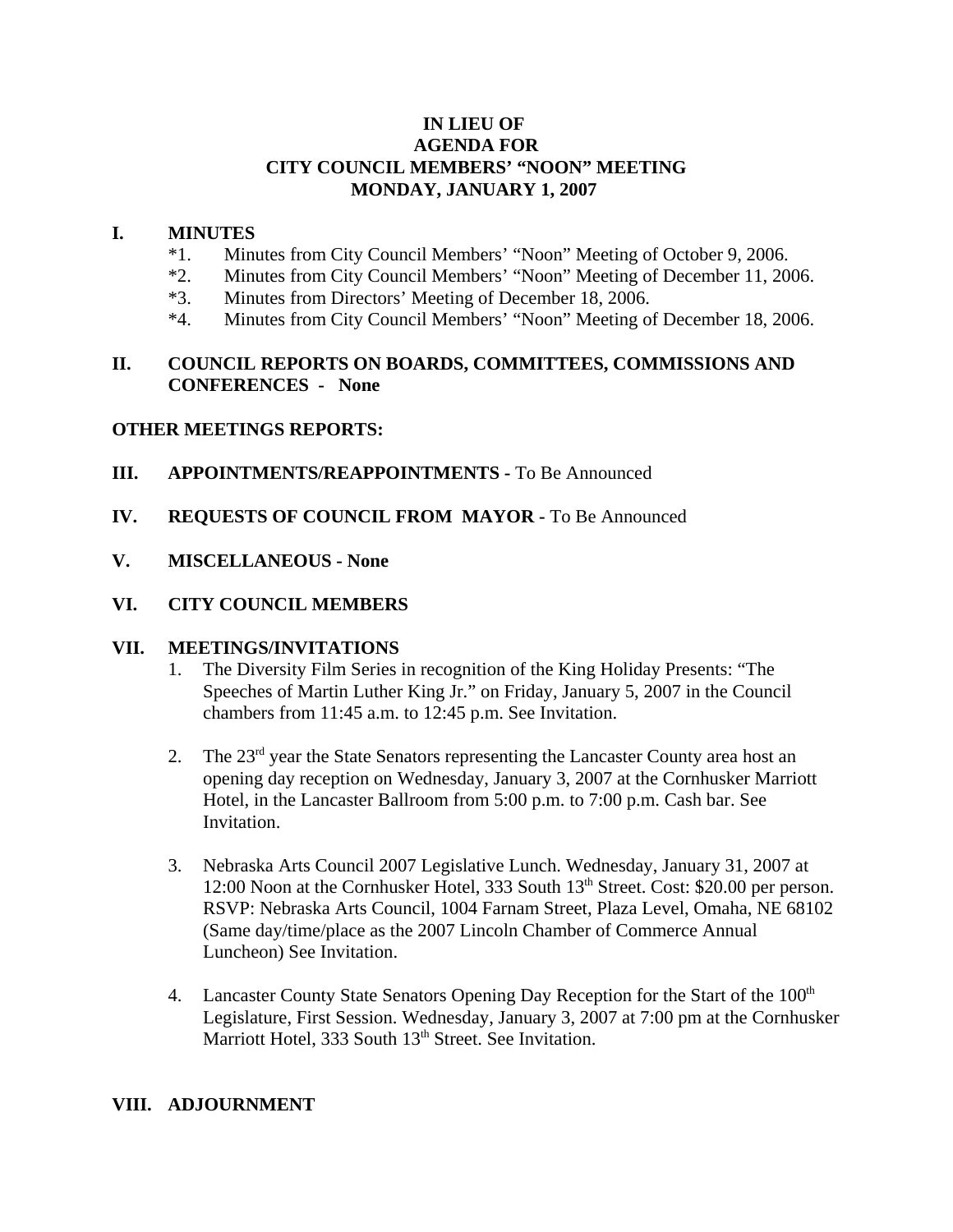# IN LIEU OF
# AGENDA FOR
# CITY COUNCIL MEMBERS' "NOON" MEETING
# MONDAY, JANUARY 1, 2007

## I. MINUTES

*1. Minutes from City Council Members' "Noon" Meeting of October 9, 2006.
*2. Minutes from City Council Members' "Noon" Meeting of December 11, 2006.
*3. Minutes from Directors' Meeting of December 18, 2006.
*4. Minutes from City Council Members' "Noon" Meeting of December 18, 2006.

## II. COUNCIL REPORTS ON BOARDS, COMMITTEES, COMMISSIONS AND CONFERENCES - None

**OTHER MEETINGS REPORTS:**

## III. APPOINTMENTS/REAPPOINTMENTS - To Be Announced

## IV. REQUESTS OF COUNCIL FROM MAYOR - To Be Announced

## V. MISCELLANEOUS - None

## VI. CITY COUNCIL MEMBERS

## VII. MEETINGS/INVITATIONS

1. The Diversity Film Series in recognition of the King Holiday Presents: "The Speeches of Martin Luther King Jr." on Friday, January 5, 2007 in the Council chambers from 11:45 a.m. to 12:45 p.m. See Invitation.

2. The 23rd year the State Senators representing the Lancaster County area host an opening day reception on Wednesday, January 3, 2007 at the Cornhusker Marriott Hotel, in the Lancaster Ballroom from 5:00 p.m. to 7:00 p.m. Cash bar. See Invitation.

3. Nebraska Arts Council 2007 Legislative Lunch. Wednesday, January 31, 2007 at 12:00 Noon at the Cornhusker Hotel, 333 South 13th Street. Cost: $20.00 per person. RSVP: Nebraska Arts Council, 1004 Farnam Street, Plaza Level, Omaha, NE 68102 (Same day/time/place as the 2007 Lincoln Chamber of Commerce Annual Luncheon) See Invitation.

4. Lancaster County State Senators Opening Day Reception for the Start of the 100th Legislature, First Session. Wednesday, January 3, 2007 at 7:00 pm at the Cornhusker Marriott Hotel, 333 South 13th Street. See Invitation.

## VIII. ADJOURNMENT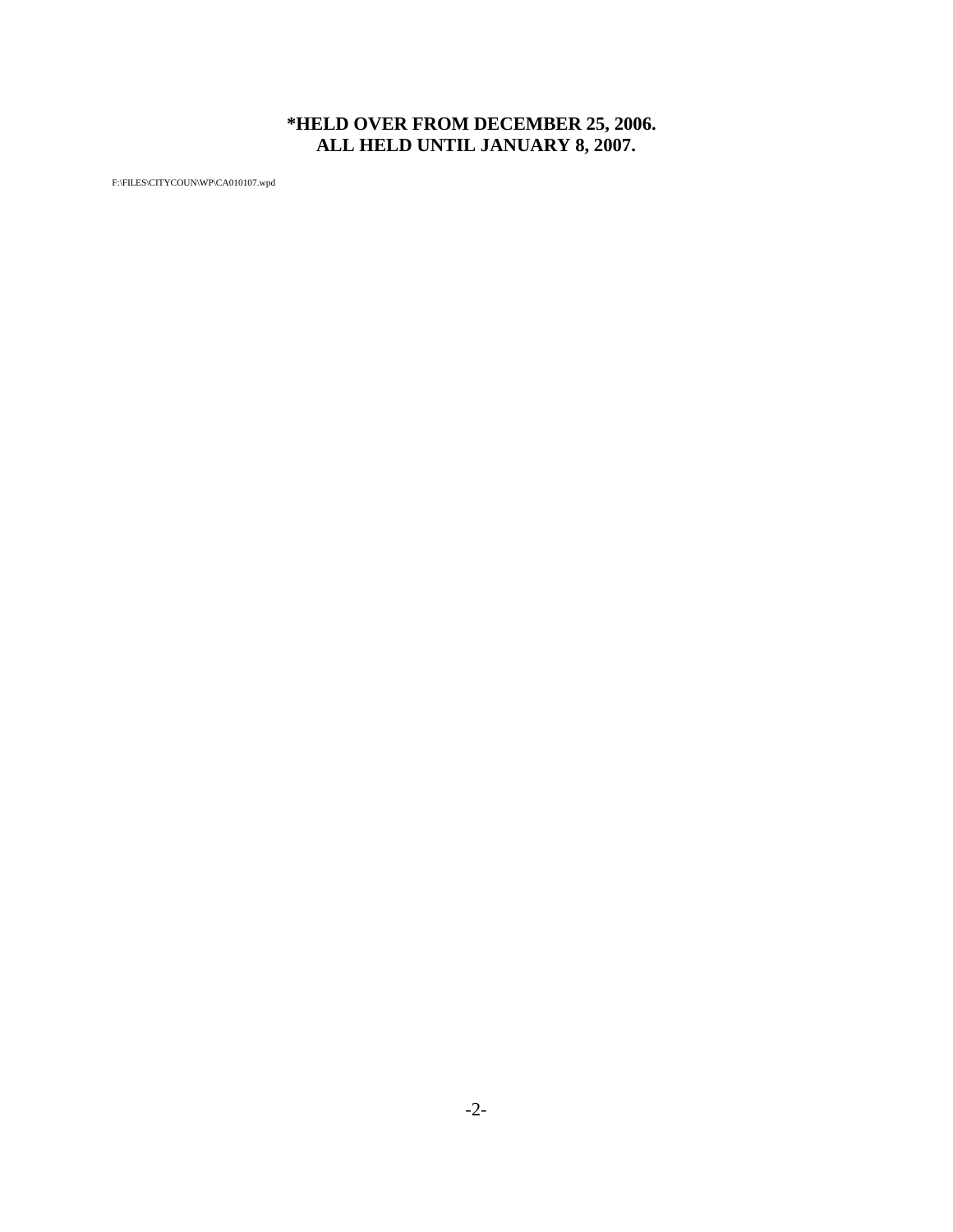**\*HELD OVER FROM DECEMBER 25, 2006.**
**ALL HELD UNTIL JANUARY 8, 2007.**

F:\FILES\CITYCOUN\WP\CA010107.wpd